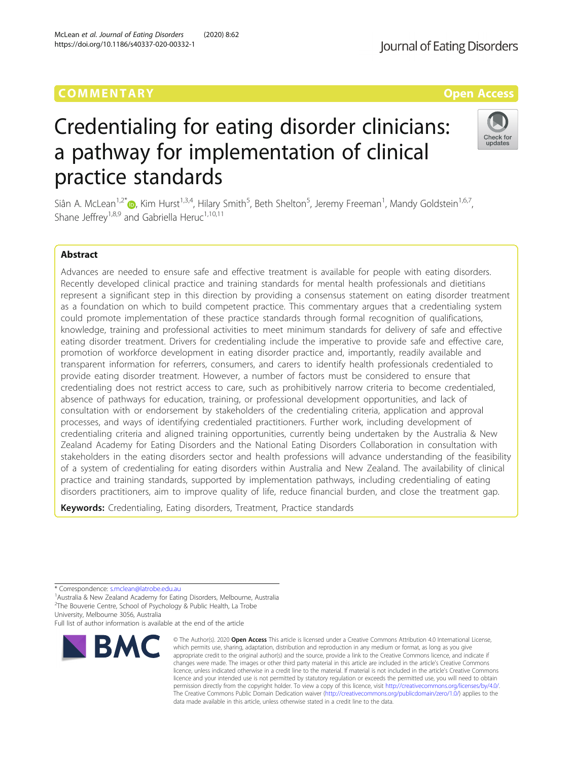COMMENTARY

Open Access

# Credentialing for eating disorder clinicians: a pathway for implementation of clinical practice standards

Siân A. McLean[1,2*], Kim Hurst[1,3,4], Hilary Smith[5], Beth Shelton[5], Jeremy Freeman[1], Mandy Goldstein[1,6,7], Shane Jeffrey[1,8,9] and Gabriella Heruc[1,10,11]

## Abstract

Advances are needed to ensure safe and effective treatment is available for people with eating disorders. Recently developed clinical practice and training standards for mental health professionals and dietitians represent a significant step in this direction by providing a consensus statement on eating disorder treatment as a foundation on which to build competent practice. This commentary argues that a credentialing system could promote implementation of these practice standards through formal recognition of qualifications, knowledge, training and professional activities to meet minimum standards for delivery of safe and effective eating disorder treatment. Drivers for credentialing include the imperative to provide safe and effective care, promotion of workforce development in eating disorder practice and, importantly, readily available and transparent information for referrers, consumers, and carers to identify health professionals credentialed to provide eating disorder treatment. However, a number of factors must be considered to ensure that credentialing does not restrict access to care, such as prohibitively narrow criteria to become credentialed, absence of pathways for education, training, or professional development opportunities, and lack of consultation with or endorsement by stakeholders of the credentialing criteria, application and approval processes, and ways of identifying credentialed practitioners. Further work, including development of credentialing criteria and aligned training opportunities, currently being undertaken by the Australia & New Zealand Academy for Eating Disorders and the National Eating Disorders Collaboration in consultation with stakeholders in the eating disorders sector and health professions will advance understanding of the feasibility of a system of credentialing for eating disorders within Australia and New Zealand. The availability of clinical practice and training standards, supported by implementation pathways, including credentialing of eating disorders practitioners, aim to improve quality of life, reduce financial burden, and close the treatment gap.

**Keywords:** Credentialing, Eating disorders, Treatment, Practice standards

---

\* Correspondence: s.mclean@latrobe.edu.au
[1]Australia & New Zealand Academy for Eating Disorders, Melbourne, Australia
[2]The Bouverie Centre, School of Psychology & Public Health, La Trobe University, Melbourne 3056, Australia
Full list of author information is available at the end of the article

© The Author(s). 2020 **Open Access** This article is licensed under a Creative Commons Attribution 4.0 International License, which permits use, sharing, adaptation, distribution and reproduction in any medium or format, as long as you give appropriate credit to the original author(s) and the source, provide a link to the Creative Commons licence, and indicate if changes were made. The images or other third party material in this article are included in the article's Creative Commons licence, unless indicated otherwise in a credit line to the material. If material is not included in the article's Creative Commons licence and your intended use is not permitted by statutory regulation or exceeds the permitted use, you will need to obtain permission directly from the copyright holder. To view a copy of this licence, visit http://creativecommons.org/licenses/by/4.0/. The Creative Commons Public Domain Dedication waiver (http://creativecommons.org/publicdomain/zero/1.0/) applies to the data made available in this article, unless otherwise stated in a credit line to the data.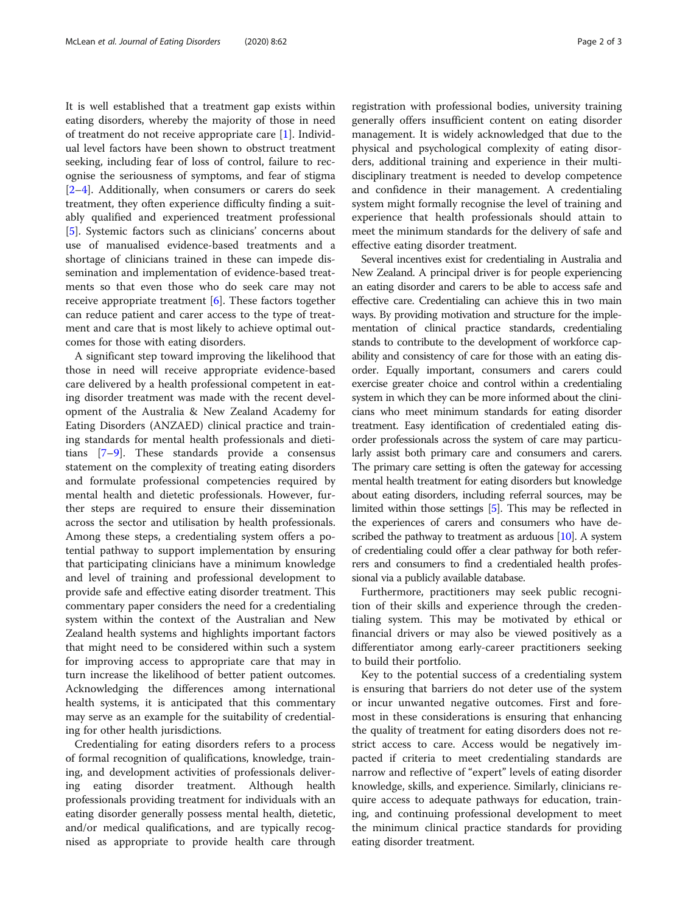It is well established that a treatment gap exists within eating disorders, whereby the majority of those in need of treatment do not receive appropriate care [1]. Individual level factors have been shown to obstruct treatment seeking, including fear of loss of control, failure to recognise the seriousness of symptoms, and fear of stigma [2–4]. Additionally, when consumers or carers do seek treatment, they often experience difficulty finding a suitably qualified and experienced treatment professional [5]. Systemic factors such as clinicians' concerns about use of manualised evidence-based treatments and a shortage of clinicians trained in these can impede dissemination and implementation of evidence-based treatments so that even those who do seek care may not receive appropriate treatment [6]. These factors together can reduce patient and carer access to the type of treatment and care that is most likely to achieve optimal outcomes for those with eating disorders.

A significant step toward improving the likelihood that those in need will receive appropriate evidence-based care delivered by a health professional competent in eating disorder treatment was made with the recent development of the Australia & New Zealand Academy for Eating Disorders (ANZAED) clinical practice and training standards for mental health professionals and dietitians [7–9]. These standards provide a consensus statement on the complexity of treating eating disorders and formulate professional competencies required by mental health and dietetic professionals. However, further steps are required to ensure their dissemination across the sector and utilisation by health professionals. Among these steps, a credentialing system offers a potential pathway to support implementation by ensuring that participating clinicians have a minimum knowledge and level of training and professional development to provide safe and effective eating disorder treatment. This commentary paper considers the need for a credentialing system within the context of the Australian and New Zealand health systems and highlights important factors that might need to be considered within such a system for improving access to appropriate care that may in turn increase the likelihood of better patient outcomes. Acknowledging the differences among international health systems, it is anticipated that this commentary may serve as an example for the suitability of credentialing for other health jurisdictions.

Credentialing for eating disorders refers to a process of formal recognition of qualifications, knowledge, training, and development activities of professionals delivering eating disorder treatment. Although health professionals providing treatment for individuals with an eating disorder generally possess mental health, dietetic, and/or medical qualifications, and are typically recognised as appropriate to provide health care through registration with professional bodies, university training generally offers insufficient content on eating disorder management. It is widely acknowledged that due to the physical and psychological complexity of eating disorders, additional training and experience in their multidisciplinary treatment is needed to develop competence and confidence in their management. A credentialing system might formally recognise the level of training and experience that health professionals should attain to meet the minimum standards for the delivery of safe and effective eating disorder treatment.

Several incentives exist for credentialing in Australia and New Zealand. A principal driver is for people experiencing an eating disorder and carers to be able to access safe and effective care. Credentialing can achieve this in two main ways. By providing motivation and structure for the implementation of clinical practice standards, credentialing stands to contribute to the development of workforce capability and consistency of care for those with an eating disorder. Equally important, consumers and carers could exercise greater choice and control within a credentialing system in which they can be more informed about the clinicians who meet minimum standards for eating disorder treatment. Easy identification of credentialed eating disorder professionals across the system of care may particularly assist both primary care and consumers and carers. The primary care setting is often the gateway for accessing mental health treatment for eating disorders but knowledge about eating disorders, including referral sources, may be limited within those settings [5]. This may be reflected in the experiences of carers and consumers who have described the pathway to treatment as arduous [10]. A system of credentialing could offer a clear pathway for both referrers and consumers to find a credentialed health professional via a publicly available database.

Furthermore, practitioners may seek public recognition of their skills and experience through the credentialing system. This may be motivated by ethical or financial drivers or may also be viewed positively as a differentiator among early-career practitioners seeking to build their portfolio.

Key to the potential success of a credentialing system is ensuring that barriers do not deter use of the system or incur unwanted negative outcomes. First and foremost in these considerations is ensuring that enhancing the quality of treatment for eating disorders does not restrict access to care. Access would be negatively impacted if criteria to meet credentialing standards are narrow and reflective of "expert" levels of eating disorder knowledge, skills, and experience. Similarly, clinicians require access to adequate pathways for education, training, and continuing professional development to meet the minimum clinical practice standards for providing eating disorder treatment.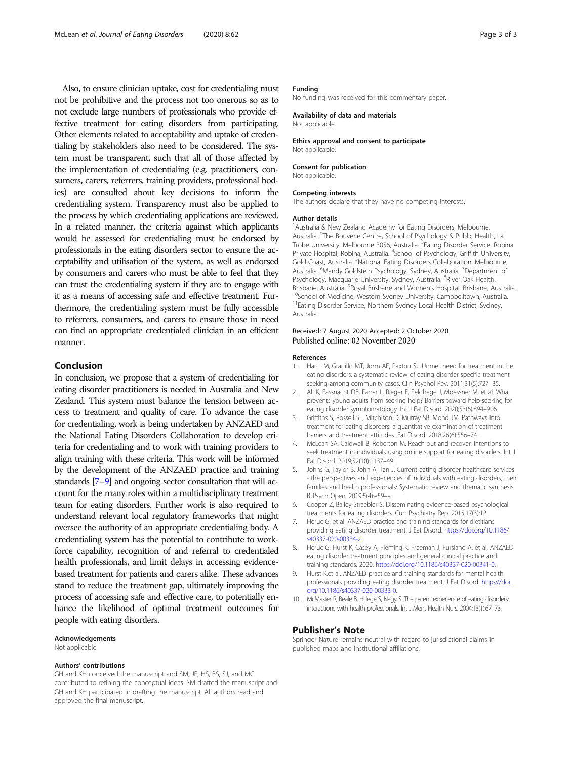Also, to ensure clinician uptake, cost for credentialing must not be prohibitive and the process not too onerous so as to not exclude large numbers of professionals who provide effective treatment for eating disorders from participating. Other elements related to acceptability and uptake of credentialing by stakeholders also need to be considered. The system must be transparent, such that all of those affected by the implementation of credentialing (e.g. practitioners, consumers, carers, referrers, training providers, professional bodies) are consulted about key decisions to inform the credentialing system. Transparency must also be applied to the process by which credentialing applications are reviewed. In a related manner, the criteria against which applicants would be assessed for credentialing must be endorsed by professionals in the eating disorders sector to ensure the acceptability and utilisation of the system, as well as endorsed by consumers and carers who must be able to feel that they can trust the credentialing system if they are to engage with it as a means of accessing safe and effective treatment. Furthermore, the credentialing system must be fully accessible to referrers, consumers, and carers to ensure those in need can find an appropriate credentialed clinician in an efficient manner.

## Conclusion

In conclusion, we propose that a system of credentialing for eating disorder practitioners is needed in Australia and New Zealand. This system must balance the tension between access to treatment and quality of care. To advance the case for credentialing, work is being undertaken by ANZAED and the National Eating Disorders Collaboration to develop criteria for credentialing and to work with training providers to align training with these criteria. This work will be informed by the development of the ANZAED practice and training standards [7–9] and ongoing sector consultation that will account for the many roles within a multidisciplinary treatment team for eating disorders. Further work is also required to understand relevant local regulatory frameworks that might oversee the authority of an appropriate credentialing body. A credentialing system has the potential to contribute to workforce capability, recognition of and referral to credentialed health professionals, and limit delays in accessing evidence-based treatment for patients and carers alike. These advances stand to reduce the treatment gap, ultimately improving the process of accessing safe and effective care, to potentially enhance the likelihood of optimal treatment outcomes for people with eating disorders.

#### Acknowledgements

Not applicable.

#### Authors' contributions

GH and KH conceived the manuscript and SM, JF, HS, BS, SJ, and MG contributed to refining the conceptual ideas. SM drafted the manuscript and GH and KH participated in drafting the manuscript. All authors read and approved the final manuscript.

#### Funding

No funding was received for this commentary paper.

#### Availability of data and materials

Not applicable.

#### Ethics approval and consent to participate

Not applicable.

#### Consent for publication

Not applicable.

#### Competing interests

The authors declare that they have no competing interests.

#### Author details

[1]Australia & New Zealand Academy for Eating Disorders, Melbourne, Australia. [2]The Bouverie Centre, School of Psychology & Public Health, La Trobe University, Melbourne 3056, Australia. [3]Eating Disorder Service, Robina Private Hospital, Robina, Australia. [4]School of Psychology, Griffith University, Gold Coast, Australia. [5]National Eating Disorders Collaboration, Melbourne, Australia. [6]Mandy Goldstein Psychology, Sydney, Australia. [7]Department of Psychology, Macquarie University, Sydney, Australia. [8]River Oak Health, Brisbane, Australia. [9]Royal Brisbane and Women's Hospital, Brisbane, Australia. [10]School of Medicine, Western Sydney University, Campbelltown, Australia. [11]Eating Disorder Service, Northern Sydney Local Health District, Sydney, Australia.

Received: 7 August 2020 Accepted: 2 October 2020
Published online: 02 November 2020

#### References

1. Hart LM, Granillo MT, Jorm AF, Paxton SJ. Unmet need for treatment in the eating disorders: a systematic review of eating disorder specific treatment seeking among community cases. Clin Psychol Rev. 2011;31(5):727–35.
2. Ali K, Fassnacht DB, Farrer L, Rieger E, Feldhege J, Moessner M, et al. What prevents young adults from seeking help? Barriers toward help-seeking for eating disorder symptomatology. Int J Eat Disord. 2020;53(6):894–906.
3. Griffiths S, Rossell SL, Mitchison D, Murray SB, Mond JM. Pathways into treatment for eating disorders: a quantitative examination of treatment barriers and treatment attitudes. Eat Disord. 2018;26(6):556–74.
4. McLean SA, Caldwell B, Roberton M. Reach out and recover: intentions to seek treatment in individuals using online support for eating disorders. Int J Eat Disord. 2019;52(10):1137–49.
5. Johns G, Taylor B, John A, Tan J. Current eating disorder healthcare services - the perspectives and experiences of individuals with eating disorders, their families and health professionals: Systematic review and thematic synthesis. BJPsych Open. 2019;5(4):e59–e.
6. Cooper Z, Bailey-Straebler S. Disseminating evidence-based psychological treatments for eating disorders. Curr Psychiatry Rep. 2015;17(3):12.
7. Heruc G. et al. ANZAED practice and training standards for dietitians providing eating disorder treatment. J Eat Disord. https://doi.org/10.1186/s40337-020-00334-z.
8. Heruc G, Hurst K, Casey A, Fleming K, Freeman J, Fursland A, et al. ANZAED eating disorder treatment principles and general clinical practice and training standards. 2020. https://doi.org/10.1186/s40337-020-00341-0.
9. Hurst K.et al. ANZAED practice and training standards for mental health professionals providing eating disorder treatment. J Eat Disord. https://doi.org/10.1186/s40337-020-00333-0.
10. McMaster R, Beale B, Hillege S, Nagy S. The parent experience of eating disorders: interactions with health professionals. Int J Ment Health Nurs. 2004;13(1):67–73.

## Publisher's Note

Springer Nature remains neutral with regard to jurisdictional claims in published maps and institutional affiliations.